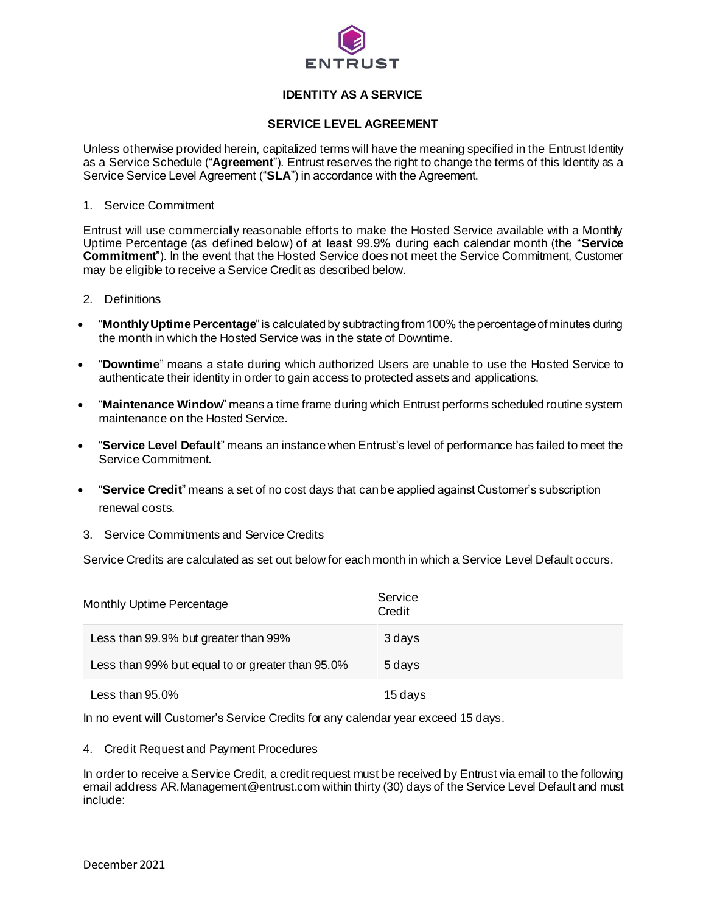# IDENTITY AS A SERVICE

## SERVICE LEVEL AGREEMENT

Unless otherwise provided herein, capitalized terms will have the meaning specified in the Entrust Identity as a Service Schedule ("**Agreement**"). Entrust reserves the right to change the terms of this Identity as a Service Service Level Agreement ("**SLA**") in accordance with the Agreement.

1. Service Commitment

Entrust will use commercially reasonable efforts to make the Hosted Service available with a Monthly Uptime Percentage (as defined below) of at least 99.9% during each calendar month (the "**Service Commitment**"). In the event that the Hosted Service does not meet the Service Commitment, Customer may be eligible to receive a Service Credit as described below.

2. Definitions

- "**Monthly Uptime Percentage**" is calculated by subtracting from 100% the percentage of minutes during the month in which the Hosted Service was in the state of Downtime.
- "**Downtime**" means a state during which authorized Users are unable to use the Hosted Service to authenticate their identity in order to gain access to protected assets and applications.
- "**Maintenance Window**" means a time frame during which Entrust performs scheduled routine system maintenance on the Hosted Service.
- "**Service Level Default**" means an instance when Entrust's level of performance has failed to meet the Service Commitment.
- "**Service Credit**" means a set of no cost days that can be applied against Customer's subscription renewal costs.

3. Service Commitments and Service Credits

Service Credits are calculated as set out below for each month in which a Service Level Default occurs.

| Monthly Uptime Percentage | Service Credit |
|---|---|
| Less than 99.9% but greater than 99% | 3 days |
| Less than 99% but equal to or greater than 95.0% | 5 days |
| Less than 95.0% | 15 days |

In no event will Customer's Service Credits for any calendar year exceed 15 days.

4. Credit Request and Payment Procedures

In order to receive a Service Credit, a credit request must be received by Entrust via email to the following email address AR.Management@entrust.com within thirty (30) days of the Service Level Default and must include:

December 2021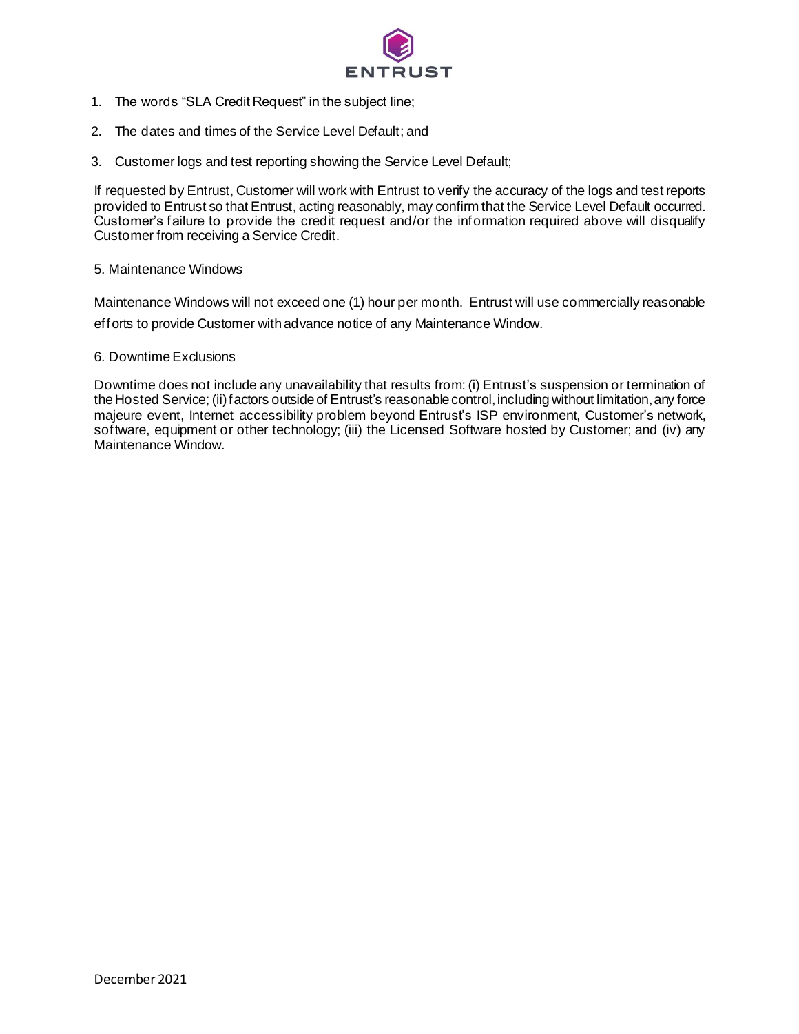1. The words "SLA Credit Request" in the subject line;
2. The dates and times of the Service Level Default; and
3. Customer logs and test reporting showing the Service Level Default;

If requested by Entrust, Customer will work with Entrust to verify the accuracy of the logs and test reports provided to Entrust so that Entrust, acting reasonably, may confirm that the Service Level Default occurred. Customer's failure to provide the credit request and/or the information required above will disqualify Customer from receiving a Service Credit.

5. Maintenance Windows

Maintenance Windows will not exceed one (1) hour per month. Entrust will use commercially reasonable efforts to provide Customer with advance notice of any Maintenance Window.

6. Downtime Exclusions

Downtime does not include any unavailability that results from: (i) Entrust's suspension or termination of the Hosted Service; (ii) factors outside of Entrust's reasonable control, including without limitation, any force majeure event, Internet accessibility problem beyond Entrust's ISP environment, Customer's network, software, equipment or other technology; (iii) the Licensed Software hosted by Customer; and (iv) any Maintenance Window.